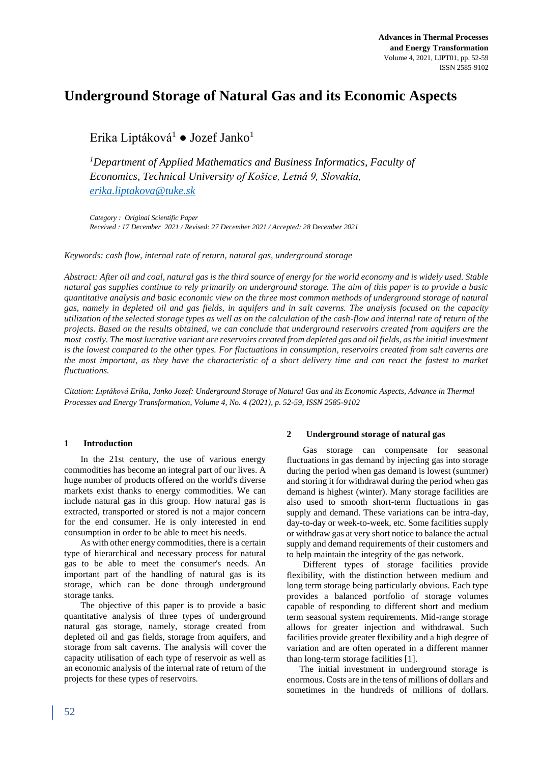# Underground Storage of Natural Gas and its Economic Aspects

Erika Liptáková[1] ● Jozef Janko[1]

*[1]Department of Applied Mathematics and Business Informatics, Faculty of Economics, Technical University of Košice, Letná 9, Slovakia, erika.liptakova@tuke.sk*

*Category : Original Scientific Paper*
*Received : 17 December 2021 / Revised: 27 December 2021 / Accepted: 28 December 2021*

*Keywords: cash flow, internal rate of return, natural gas, underground storage*

*Abstract: After oil and coal, natural gas is the third source of energy for the world economy and is widely used. Stable natural gas supplies continue to rely primarily on underground storage. The aim of this paper is to provide a basic quantitative analysis and basic economic view on the three most common methods of underground storage of natural gas, namely in depleted oil and gas fields, in aquifers and in salt caverns. The analysis focused on the capacity utilization of the selected storage types as well as on the calculation of the cash-flow and internal rate of return of the projects. Based on the results obtained, we can conclude that underground reservoirs created from aquifers are the most costly. The most lucrative variant are reservoirs created from depleted gas and oil fields, as the initial investment is the lowest compared to the other types. For fluctuations in consumption, reservoirs created from salt caverns are the most important, as they have the characteristic of a short delivery time and can react the fastest to market fluctuations.*

*Citation: Liptáková Erika, Janko Jozef: Underground Storage of Natural Gas and its Economic Aspects, Advance in Thermal Processes and Energy Transformation, Volume 4, No. 4 (2021), p. 52-59, ISSN 2585-9102*

## 1 Introduction

In the 21st century, the use of various energy commodities has become an integral part of our lives. A huge number of products offered on the world's diverse markets exist thanks to energy commodities. We can include natural gas in this group. How natural gas is extracted, transported or stored is not a major concern for the end consumer. He is only interested in end consumption in order to be able to meet his needs.

As with other energy commodities, there is a certain type of hierarchical and necessary process for natural gas to be able to meet the consumer's needs. An important part of the handling of natural gas is its storage, which can be done through underground storage tanks.

The objective of this paper is to provide a basic quantitative analysis of three types of underground natural gas storage, namely, storage created from depleted oil and gas fields, storage from aquifers, and storage from salt caverns. The analysis will cover the capacity utilisation of each type of reservoir as well as an economic analysis of the internal rate of return of the projects for these types of reservoirs.

## 2 Underground storage of natural gas

Gas storage can compensate for seasonal fluctuations in gas demand by injecting gas into storage during the period when gas demand is lowest (summer) and storing it for withdrawal during the period when gas demand is highest (winter). Many storage facilities are also used to smooth short-term fluctuations in gas supply and demand. These variations can be intra-day, day-to-day or week-to-week, etc. Some facilities supply or withdraw gas at very short notice to balance the actual supply and demand requirements of their customers and to help maintain the integrity of the gas network.

Different types of storage facilities provide flexibility, with the distinction between medium and long term storage being particularly obvious. Each type provides a balanced portfolio of storage volumes capable of responding to different short and medium term seasonal system requirements. Mid-range storage allows for greater injection and withdrawal. Such facilities provide greater flexibility and a high degree of variation and are often operated in a different manner than long-term storage facilities [1].

The initial investment in underground storage is enormous. Costs are in the tens of millions of dollars and sometimes in the hundreds of millions of dollars.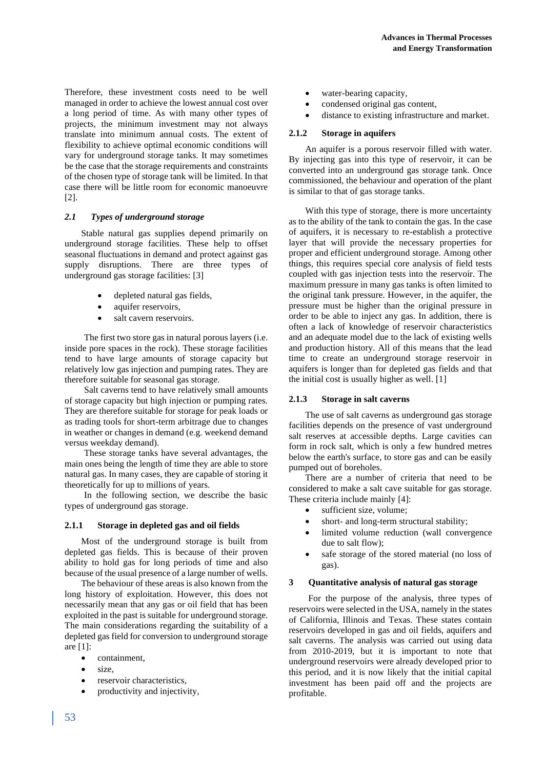Therefore, these investment costs need to be well managed in order to achieve the lowest annual cost over a long period of time. As with many other types of projects, the minimum investment may not always translate into minimum annual costs. The extent of flexibility to achieve optimal economic conditions will vary for underground storage tanks. It may sometimes be the case that the storage requirements and constraints of the chosen type of storage tank will be limited. In that case there will be little room for economic manoeuvre [2].

## *2.1 Types of underground storage*

Stable natural gas supplies depend primarily on underground storage facilities. These help to offset seasonal fluctuations in demand and protect against gas supply disruptions. There are three types of underground gas storage facilities: [3]

- depleted natural gas fields,
- aquifer reservoirs,
- salt cavern reservoirs.

The first two store gas in natural porous layers (i.e. inside pore spaces in the rock). These storage facilities tend to have large amounts of storage capacity but relatively low gas injection and pumping rates. They are therefore suitable for seasonal gas storage.

Salt caverns tend to have relatively small amounts of storage capacity but high injection or pumping rates. They are therefore suitable for storage for peak loads or as trading tools for short-term arbitrage due to changes in weather or changes in demand (e.g. weekend demand versus weekday demand).

These storage tanks have several advantages, the main ones being the length of time they are able to store natural gas. In many cases, they are capable of storing it theoretically for up to millions of years.

In the following section, we describe the basic types of underground gas storage.

### 2.1.1 Storage in depleted gas and oil fields

Most of the underground storage is built from depleted gas fields. This is because of their proven ability to hold gas for long periods of time and also because of the usual presence of a large number of wells.

The behaviour of these areas is also known from the long history of exploitation. However, this does not necessarily mean that any gas or oil field that has been exploited in the past is suitable for underground storage. The main considerations regarding the suitability of a depleted gas field for conversion to underground storage are [1]:

- containment,
- size,
- reservoir characteristics,
- productivity and injectivity,
- water-bearing capacity,
- condensed original gas content,
- distance to existing infrastructure and market.

### 2.1.2 Storage in aquifers

An aquifer is a porous reservoir filled with water. By injecting gas into this type of reservoir, it can be converted into an underground gas storage tank. Once commissioned, the behaviour and operation of the plant is similar to that of gas storage tanks.

With this type of storage, there is more uncertainty as to the ability of the tank to contain the gas. In the case of aquifers, it is necessary to re-establish a protective layer that will provide the necessary properties for proper and efficient underground storage. Among other things, this requires special core analysis of field tests coupled with gas injection tests into the reservoir. The maximum pressure in many gas tanks is often limited to the original tank pressure. However, in the aquifer, the pressure must be higher than the original pressure in order to be able to inject any gas. In addition, there is often a lack of knowledge of reservoir characteristics and an adequate model due to the lack of existing wells and production history. All of this means that the lead time to create an underground storage reservoir in aquifers is longer than for depleted gas fields and that the initial cost is usually higher as well. [1]

### 2.1.3 Storage in salt caverns

The use of salt caverns as underground gas storage facilities depends on the presence of vast underground salt reserves at accessible depths. Large cavities can form in rock salt, which is only a few hundred metres below the earth's surface, to store gas and can be easily pumped out of boreholes.

There are a number of criteria that need to be considered to make a salt cave suitable for gas storage. These criteria include mainly [4]:

- sufficient size, volume;
- short- and long-term structural stability;
- limited volume reduction (wall convergence due to salt flow);
- safe storage of the stored material (no loss of gas).

## 3 Quantitative analysis of natural gas storage

For the purpose of the analysis, three types of reservoirs were selected in the USA, namely in the states of California, Illinois and Texas. These states contain reservoirs developed in gas and oil fields, aquifers and salt caverns. The analysis was carried out using data from 2010-2019, but it is important to note that underground reservoirs were already developed prior to this period, and it is now likely that the initial capital investment has been paid off and the projects are profitable.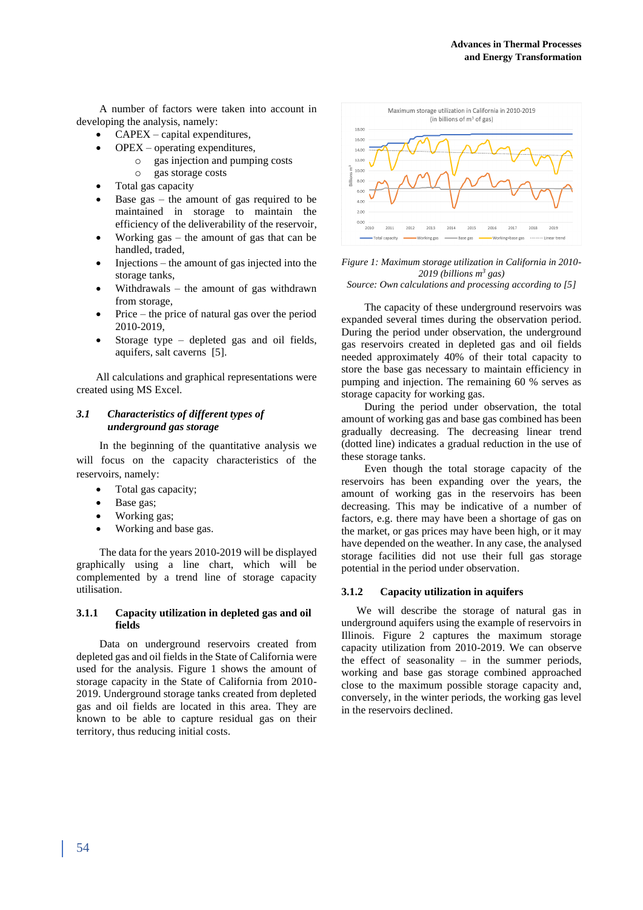A number of factors were taken into account in developing the analysis, namely:

- CAPEX – capital expenditures,
- OPEX – operating expenditures,
  - gas injection and pumping costs
  - gas storage costs
- Total gas capacity
- Base gas – the amount of gas required to be maintained in storage to maintain the efficiency of the deliverability of the reservoir,
- Working gas – the amount of gas that can be handled, traded,
- Injections – the amount of gas injected into the storage tanks,
- Withdrawals – the amount of gas withdrawn from storage,
- Price – the price of natural gas over the period 2010-2019,
- Storage type – depleted gas and oil fields, aquifers, salt caverns [5].

All calculations and graphical representations were created using MS Excel.

### *3.1 Characteristics of different types of underground gas storage*

In the beginning of the quantitative analysis we will focus on the capacity characteristics of the reservoirs, namely:

- Total gas capacity;
- Base gas;
- Working gas;
- Working and base gas.

The data for the years 2010-2019 will be displayed graphically using a line chart, which will be complemented by a trend line of storage capacity utilisation.

#### 3.1.1 Capacity utilization in depleted gas and oil fields

Data on underground reservoirs created from depleted gas and oil fields in the State of California were used for the analysis. Figure 1 shows the amount of storage capacity in the State of California from 2010-2019. Underground storage tanks created from depleted gas and oil fields are located in this area. They are known to be able to capture residual gas on their territory, thus reducing initial costs.

*Figure 1: Maximum storage utilization in California in 2010-2019 (billions m$^3$ gas)*
*Source: Own calculations and processing according to [5]*

The capacity of these underground reservoirs was expanded several times during the observation period. During the period under observation, the underground gas reservoirs created in depleted gas and oil fields needed approximately 40% of their total capacity to store the base gas necessary to maintain efficiency in pumping and injection. The remaining 60 % serves as storage capacity for working gas.

During the period under observation, the total amount of working gas and base gas combined has been gradually decreasing. The decreasing linear trend (dotted line) indicates a gradual reduction in the use of these storage tanks.

Even though the total storage capacity of the reservoirs has been expanding over the years, the amount of working gas in the reservoirs has been decreasing. This may be indicative of a number of factors, e.g. there may have been a shortage of gas on the market, or gas prices may have been high, or it may have depended on the weather. In any case, the analysed storage facilities did not use their full gas storage potential in the period under observation.

#### 3.1.2 Capacity utilization in aquifers

We will describe the storage of natural gas in underground aquifers using the example of reservoirs in Illinois. Figure 2 captures the maximum storage capacity utilization from 2010-2019. We can observe the effect of seasonality – in the summer periods, working and base gas storage combined approached close to the maximum possible storage capacity and, conversely, in the winter periods, the working gas level in the reservoirs declined.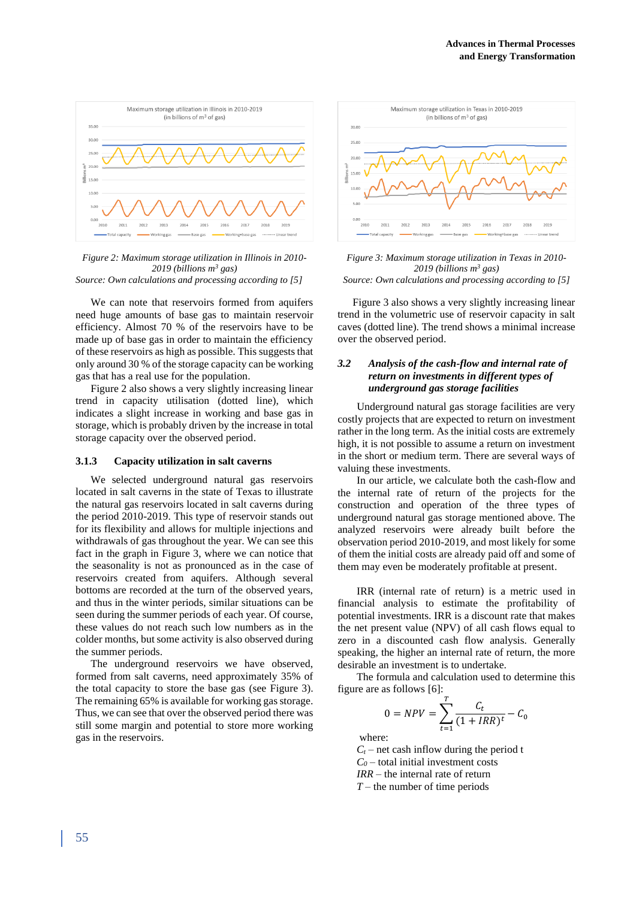Figure 2: Maximum storage utilization in Illinois in 2010-2019 (billions $m^3$ gas)
Source: Own calculations and processing according to [5]

Figure 3: Maximum storage utilization in Texas in 2010-2019 (billions $m^3$ gas)
Source: Own calculations and processing according to [5]

We can note that reservoirs formed from aquifers need huge amounts of base gas to maintain reservoir efficiency. Almost 70 % of the reservoirs have to be made up of base gas in order to maintain the efficiency of these reservoirs as high as possible. This suggests that only around 30 % of the storage capacity can be working gas that has a real use for the population.

Figure 2 also shows a very slightly increasing linear trend in capacity utilisation (dotted line), which indicates a slight increase in working and base gas in storage, which is probably driven by the increase in total storage capacity over the observed period.

### 3.1.3 Capacity utilization in salt caverns

We selected underground natural gas reservoirs located in salt caverns in the state of Texas to illustrate the natural gas reservoirs located in salt caverns during the period 2010-2019. This type of reservoir stands out for its flexibility and allows for multiple injections and withdrawals of gas throughout the year. We can see this fact in the graph in Figure 3, where we can notice that the seasonality is not as pronounced as in the case of reservoirs created from aquifers. Although several bottoms are recorded at the turn of the observed years, and thus in the winter periods, similar situations can be seen during the summer periods of each year. Of course, these values do not reach such low numbers as in the colder months, but some activity is also observed during the summer periods.

The underground reservoirs we have observed, formed from salt caverns, need approximately 35% of the total capacity to store the base gas (see Figure 3). The remaining 65% is available for working gas storage. Thus, we can see that over the observed period there was still some margin and potential to store more working gas in the reservoirs.

Figure 3 also shows a very slightly increasing linear trend in the volumetric use of reservoir capacity in salt caves (dotted line). The trend shows a minimal increase over the observed period.

### 3.2 *Analysis of the cash-flow and internal rate of return on investments in different types of underground gas storage facilities*

Underground natural gas storage facilities are very costly projects that are expected to return on investment rather in the long term. As the initial costs are extremely high, it is not possible to assume a return on investment in the short or medium term. There are several ways of valuing these investments.

In our article, we calculate both the cash-flow and the internal rate of return of the projects for the construction and operation of the three types of underground natural gas storage mentioned above. The analyzed reservoirs were already built before the observation period 2010-2019, and most likely for some of them the initial costs are already paid off and some of them may even be moderately profitable at present.

IRR (internal rate of return) is a metric used in financial analysis to estimate the profitability of potential investments. IRR is a discount rate that makes the net present value (NPV) of all cash flows equal to zero in a discounted cash flow analysis. Generally speaking, the higher an internal rate of return, the more desirable an investment is to undertake.

The formula and calculation used to determine this figure are as follows [6]:

$$0 = NPV = \sum_{t=1}^{T} \frac{C_t}{(1 + IRR)^t} - C_0$$

where:

$C_t$ – net cash inflow during the period t
$C_0$ – total initial investment costs
$IRR$ – the internal rate of return
$T$ – the number of time periods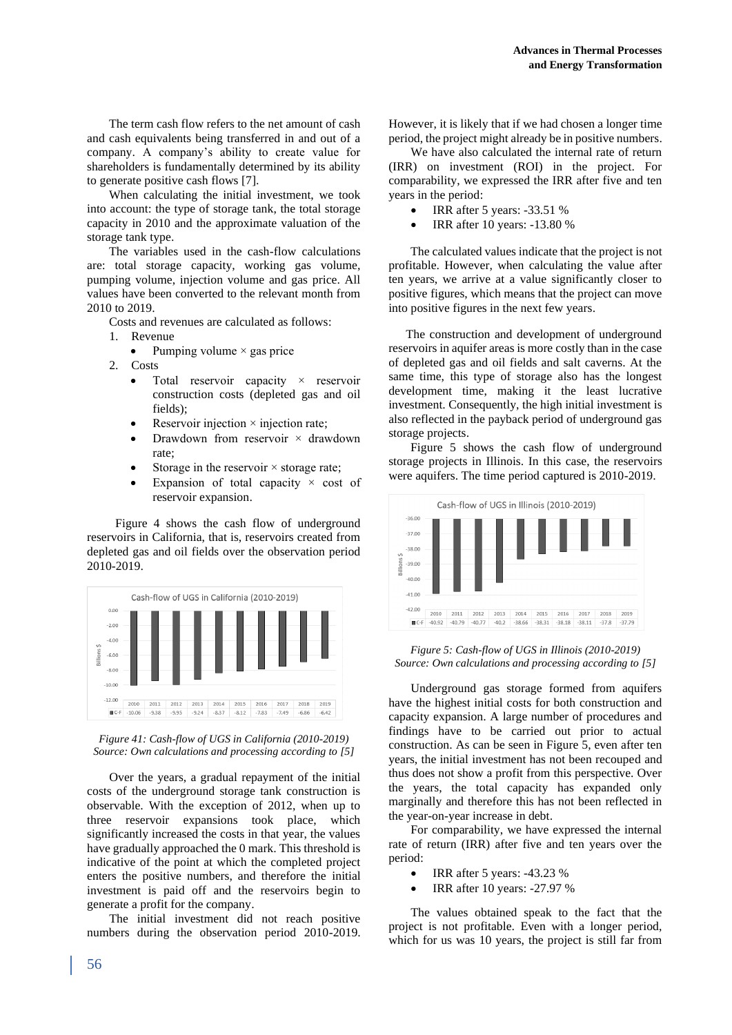The term cash flow refers to the net amount of cash and cash equivalents being transferred in and out of a company. A company's ability to create value for shareholders is fundamentally determined by its ability to generate positive cash flows [7].

When calculating the initial investment, we took into account: the type of storage tank, the total storage capacity in 2010 and the approximate valuation of the storage tank type.

The variables used in the cash-flow calculations are: total storage capacity, working gas volume, pumping volume, injection volume and gas price. All values have been converted to the relevant month from 2010 to 2019.

Costs and revenues are calculated as follows:

1. Revenue
   - Pumping volume × gas price
2. Costs
   - Total reservoir capacity × reservoir construction costs (depleted gas and oil fields);
   - Reservoir injection × injection rate;
   - Drawdown from reservoir × drawdown rate;
   - Storage in the reservoir × storage rate;
   - Expansion of total capacity × cost of reservoir expansion.

Figure 4 shows the cash flow of underground reservoirs in California, that is, reservoirs created from depleted gas and oil fields over the observation period 2010-2019.

| | 2010 | 2011 | 2012 | 2013 | 2014 | 2015 | 2016 | 2017 | 2018 | 2019 |
|---|---|---|---|---|---|---|---|---|---|---|
| C-F | -10.06 | -9.38 | -9.95 | -9.24 | -8.37 | -8.12 | -7.83 | -7.49 | -6.86 | -6.42 |

*Figure 41: Cash-flow of UGS in California (2010-2019)*
*Source: Own calculations and processing according to [5]*

Over the years, a gradual repayment of the initial costs of the underground storage tank construction is observable. With the exception of 2012, when up to three reservoir expansions took place, which significantly increased the costs in that year, the values have gradually approached the 0 mark. This threshold is indicative of the point at which the completed project enters the positive numbers, and therefore the initial investment is paid off and the reservoirs begin to generate a profit for the company.

The initial investment did not reach positive numbers during the observation period 2010-2019. However, it is likely that if we had chosen a longer time period, the project might already be in positive numbers.

We have also calculated the internal rate of return (IRR) on investment (ROI) in the project. For comparability, we expressed the IRR after five and ten years in the period:

- IRR after 5 years: -33.51 %
- IRR after 10 years: -13.80 %

The calculated values indicate that the project is not profitable. However, when calculating the value after ten years, we arrive at a value significantly closer to positive figures, which means that the project can move into positive figures in the next few years.

The construction and development of underground reservoirs in aquifer areas is more costly than in the case of depleted gas and oil fields and salt caverns. At the same time, this type of storage also has the longest development time, making it the least lucrative investment. Consequently, the high initial investment is also reflected in the payback period of underground gas storage projects.

Figure 5 shows the cash flow of underground storage projects in Illinois. In this case, the reservoirs were aquifers. The time period captured is 2010-2019.

| | 2010 | 2011 | 2012 | 2013 | 2014 | 2015 | 2016 | 2017 | 2018 | 2019 |
|---|---|---|---|---|---|---|---|---|---|---|
| C-F | -40.92 | -40.79 | -40.77 | -40.2 | -38.66 | -38.31 | -38.18 | -38.11 | -37.8 | -37.79 |

*Figure 5: Cash-flow of UGS in Illinois (2010-2019)*
*Source: Own calculations and processing according to [5]*

Underground gas storage formed from aquifers have the highest initial costs for both construction and capacity expansion. A large number of procedures and findings have to be carried out prior to actual construction. As can be seen in Figure 5, even after ten years, the initial investment has not been recouped and thus does not show a profit from this perspective. Over the years, the total capacity has expanded only marginally and therefore this has not been reflected in the year-on-year increase in debt.

For comparability, we have expressed the internal rate of return (IRR) after five and ten years over the period:

- IRR after 5 years: -43.23 %
- IRR after 10 years: -27.97 %

The values obtained speak to the fact that the project is not profitable. Even with a longer period, which for us was 10 years, the project is still far from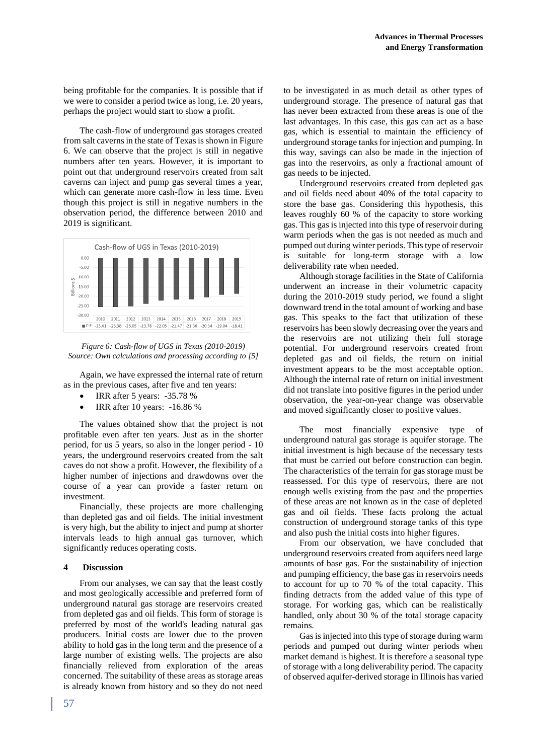being profitable for the companies. It is possible that if we were to consider a period twice as long, i.e. 20 years, perhaps the project would start to show a profit.

The cash-flow of underground gas storages created from salt caverns in the state of Texas is shown in Figure 6. We can observe that the project is still in negative numbers after ten years. However, it is important to point out that underground reservoirs created from salt caverns can inject and pump gas several times a year, which can generate more cash-flow in less time. Even though this project is still in negative numbers in the observation period, the difference between 2010 and 2019 is significant.

Cash-flow of UGS in Texas (2010-2019)

| | 2010 | 2011 | 2012 | 2013 | 2014 | 2015 | 2016 | 2017 | 2018 | 2019 |
|---|---|---|---|---|---|---|---|---|---|---|
| C-F | -25.41 | -25.38 | -25.05 | -23.78 | -22.05 | -21.47 | -21.36 | -20.34 | -19.04 | -18.41 |

*Figure 6: Cash-flow of UGS in Texas (2010-2019)*
*Source: Own calculations and processing according to [5]*

Again, we have expressed the internal rate of return as in the previous cases, after five and ten years:

- IRR after 5 years: -35.78 %
- IRR after 10 years: -16.86 %

The values obtained show that the project is not profitable even after ten years. Just as in the shorter period, for us 5 years, so also in the longer period - 10 years, the underground reservoirs created from the salt caves do not show a profit. However, the flexibility of a higher number of injections and drawdowns over the course of a year can provide a faster return on investment.

Financially, these projects are more challenging than depleted gas and oil fields. The initial investment is very high, but the ability to inject and pump at shorter intervals leads to high annual gas turnover, which significantly reduces operating costs.

## 4 Discussion

From our analyses, we can say that the least costly and most geologically accessible and preferred form of underground natural gas storage are reservoirs created from depleted gas and oil fields. This form of storage is preferred by most of the world's leading natural gas producers. Initial costs are lower due to the proven ability to hold gas in the long term and the presence of a large number of existing wells. The projects are also financially relieved from exploration of the areas concerned. The suitability of these areas as storage areas is already known from history and so they do not need to be investigated in as much detail as other types of underground storage. The presence of natural gas that has never been extracted from these areas is one of the last advantages. In this case, this gas can act as a base gas, which is essential to maintain the efficiency of underground storage tanks for injection and pumping. In this way, savings can also be made in the injection of gas into the reservoirs, as only a fractional amount of gas needs to be injected.

Underground reservoirs created from depleted gas and oil fields need about 40% of the total capacity to store the base gas. Considering this hypothesis, this leaves roughly 60 % of the capacity to store working gas. This gas is injected into this type of reservoir during warm periods when the gas is not needed as much and pumped out during winter periods. This type of reservoir is suitable for long-term storage with a low deliverability rate when needed.

Although storage facilities in the State of California underwent an increase in their volumetric capacity during the 2010-2019 study period, we found a slight downward trend in the total amount of working and base gas. This speaks to the fact that utilization of these reservoirs has been slowly decreasing over the years and the reservoirs are not utilizing their full storage potential. For underground reservoirs created from depleted gas and oil fields, the return on initial investment appears to be the most acceptable option. Although the internal rate of return on initial investment did not translate into positive figures in the period under observation, the year-on-year change was observable and moved significantly closer to positive values.

The most financially expensive type of underground natural gas storage is aquifer storage. The initial investment is high because of the necessary tests that must be carried out before construction can begin. The characteristics of the terrain for gas storage must be reassessed. For this type of reservoirs, there are not enough wells existing from the past and the properties of these areas are not known as in the case of depleted gas and oil fields. These facts prolong the actual construction of underground storage tanks of this type and also push the initial costs into higher figures.

From our observation, we have concluded that underground reservoirs created from aquifers need large amounts of base gas. For the sustainability of injection and pumping efficiency, the base gas in reservoirs needs to account for up to 70 % of the total capacity. This finding detracts from the added value of this type of storage. For working gas, which can be realistically handled, only about 30 % of the total storage capacity remains.

Gas is injected into this type of storage during warm periods and pumped out during winter periods when market demand is highest. It is therefore a seasonal type of storage with a long deliverability period. The capacity of observed aquifer-derived storage in Illinois has varied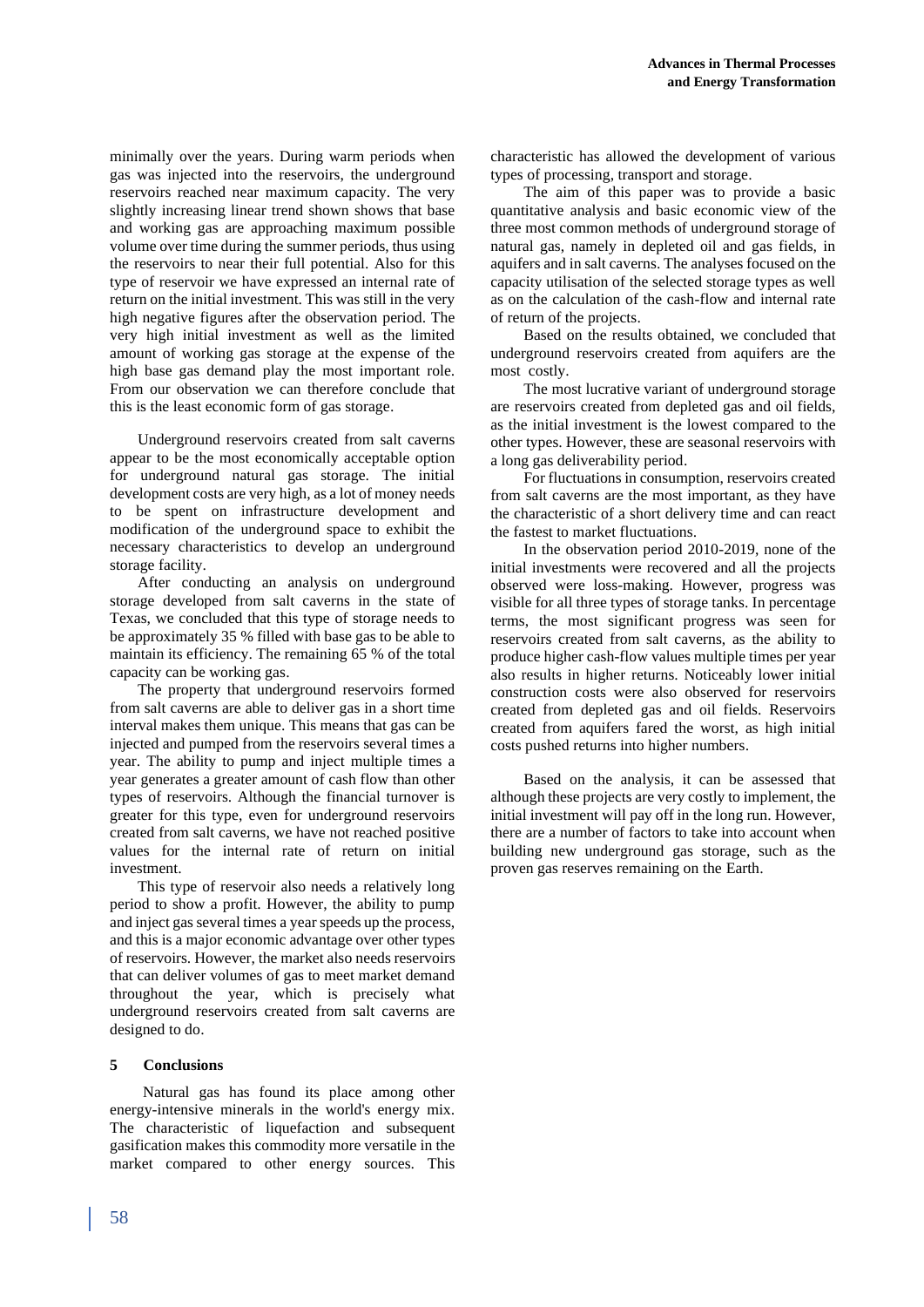minimally over the years. During warm periods when gas was injected into the reservoirs, the underground reservoirs reached near maximum capacity. The very slightly increasing linear trend shown shows that base and working gas are approaching maximum possible volume over time during the summer periods, thus using the reservoirs to near their full potential. Also for this type of reservoir we have expressed an internal rate of return on the initial investment. This was still in the very high negative figures after the observation period. The very high initial investment as well as the limited amount of working gas storage at the expense of the high base gas demand play the most important role. From our observation we can therefore conclude that this is the least economic form of gas storage.

Underground reservoirs created from salt caverns appear to be the most economically acceptable option for underground natural gas storage. The initial development costs are very high, as a lot of money needs to be spent on infrastructure development and modification of the underground space to exhibit the necessary characteristics to develop an underground storage facility.

After conducting an analysis on underground storage developed from salt caverns in the state of Texas, we concluded that this type of storage needs to be approximately 35 % filled with base gas to be able to maintain its efficiency. The remaining 65 % of the total capacity can be working gas.

The property that underground reservoirs formed from salt caverns are able to deliver gas in a short time interval makes them unique. This means that gas can be injected and pumped from the reservoirs several times a year. The ability to pump and inject multiple times a year generates a greater amount of cash flow than other types of reservoirs. Although the financial turnover is greater for this type, even for underground reservoirs created from salt caverns, we have not reached positive values for the internal rate of return on initial investment.

This type of reservoir also needs a relatively long period to show a profit. However, the ability to pump and inject gas several times a year speeds up the process, and this is a major economic advantage over other types of reservoirs. However, the market also needs reservoirs that can deliver volumes of gas to meet market demand throughout the year, which is precisely what underground reservoirs created from salt caverns are designed to do.

## 5 Conclusions

Natural gas has found its place among other energy-intensive minerals in the world's energy mix. The characteristic of liquefaction and subsequent gasification makes this commodity more versatile in the market compared to other energy sources. This characteristic has allowed the development of various types of processing, transport and storage.

The aim of this paper was to provide a basic quantitative analysis and basic economic view of the three most common methods of underground storage of natural gas, namely in depleted oil and gas fields, in aquifers and in salt caverns. The analyses focused on the capacity utilisation of the selected storage types as well as on the calculation of the cash-flow and internal rate of return of the projects.

Based on the results obtained, we concluded that underground reservoirs created from aquifers are the most costly.

The most lucrative variant of underground storage are reservoirs created from depleted gas and oil fields, as the initial investment is the lowest compared to the other types. However, these are seasonal reservoirs with a long gas deliverability period.

For fluctuations in consumption, reservoirs created from salt caverns are the most important, as they have the characteristic of a short delivery time and can react the fastest to market fluctuations.

In the observation period 2010-2019, none of the initial investments were recovered and all the projects observed were loss-making. However, progress was visible for all three types of storage tanks. In percentage terms, the most significant progress was seen for reservoirs created from salt caverns, as the ability to produce higher cash-flow values multiple times per year also results in higher returns. Noticeably lower initial construction costs were also observed for reservoirs created from depleted gas and oil fields. Reservoirs created from aquifers fared the worst, as high initial costs pushed returns into higher numbers.

Based on the analysis, it can be assessed that although these projects are very costly to implement, the initial investment will pay off in the long run. However, there are a number of factors to take into account when building new underground gas storage, such as the proven gas reserves remaining on the Earth.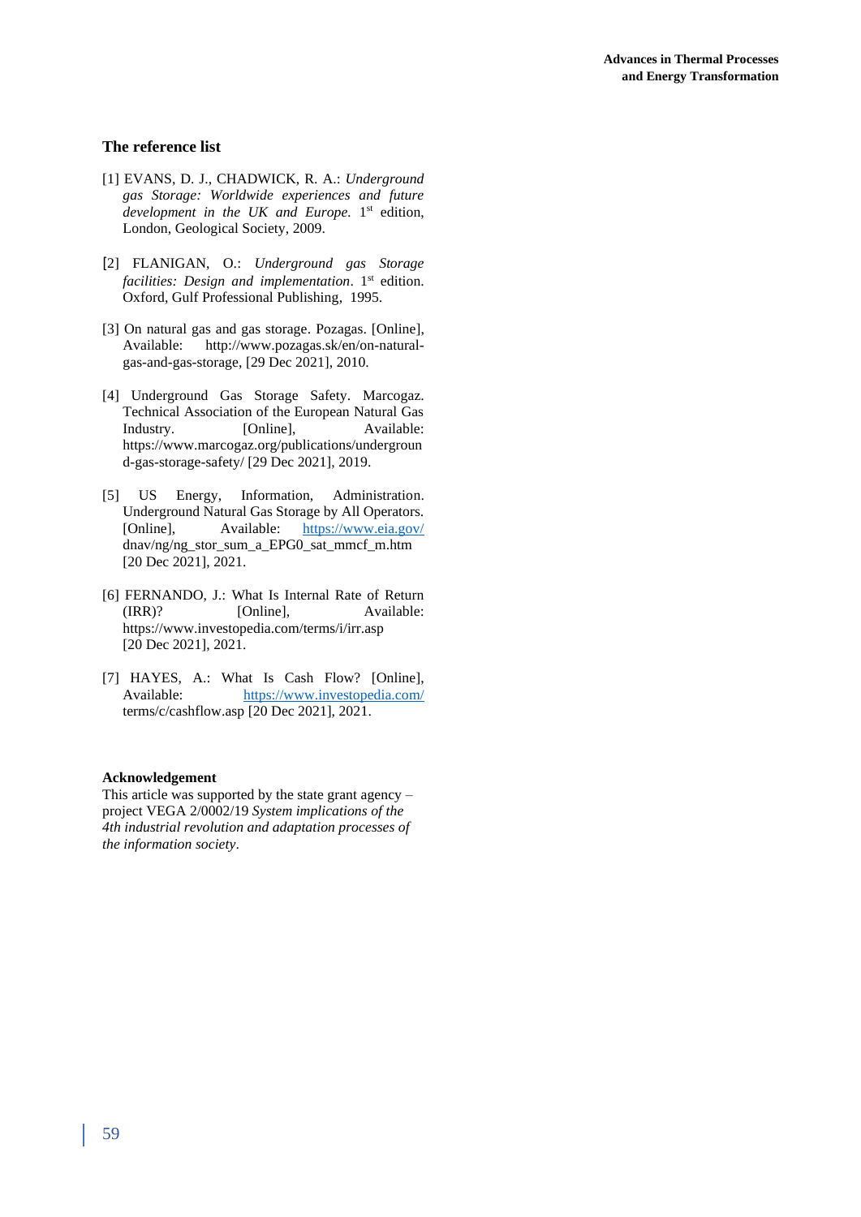## The reference list

[1] EVANS, D. J., CHADWICK, R. A.: *Underground gas Storage: Worldwide experiences and future development in the UK and Europe.* 1st edition, London, Geological Society, 2009.

[2] FLANIGAN, O.: *Underground gas Storage facilities: Design and implementation*. 1st edition. Oxford, Gulf Professional Publishing, 1995.

[3] On natural gas and gas storage. Pozagas. [Online], Available: http://www.pozagas.sk/en/on-natural-gas-and-gas-storage, [29 Dec 2021], 2010.

[4] Underground Gas Storage Safety. Marcogaz. Technical Association of the European Natural Gas Industry. [Online], Available: https://www.marcogaz.org/publications/underground-gas-storage-safety/ [29 Dec 2021], 2019.

[5] US Energy, Information, Administration. Underground Natural Gas Storage by All Operators. [Online], Available: https://www.eia.gov/dnav/ng/ng_stor_sum_a_EPG0_sat_mmcf_m.htm [20 Dec 2021], 2021.

[6] FERNANDO, J.: What Is Internal Rate of Return (IRR)? [Online], Available: https://www.investopedia.com/terms/i/irr.asp [20 Dec 2021], 2021.

[7] HAYES, A.: What Is Cash Flow? [Online], Available: https://www.investopedia.com/terms/c/cashflow.asp [20 Dec 2021], 2021.

**Acknowledgement**

This article was supported by the state grant agency – project VEGA 2/0002/19 *System implications of the 4th industrial revolution and adaptation processes of the information society*.